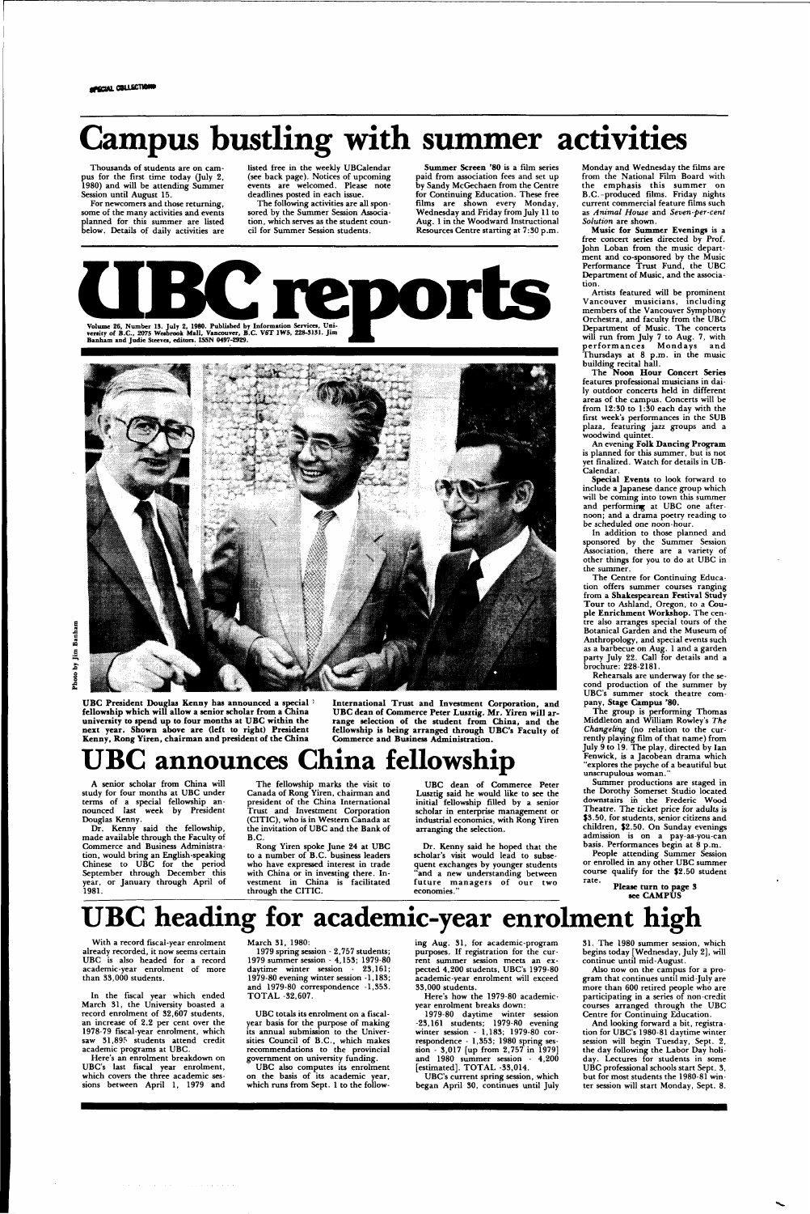SPECIAL COLLECTIONS

# Campus bustling with summer activities

Thousands of students are on campus for the first time today (July 2, 1980) and will be attending Summer Session until August 15.

For newcomers and those returning, some of the many activities and events planned for this summer are listed below. Details of daily activities are listed free in the weekly UBCalendar (see back page). Notices of upcoming events are welcomed. Please note deadlines posted in each issue.

The following activities are all sponsored by the Summer Session Association, which serves as the student council for Summer Session students.

**Summer Screen '80** is a film series paid from association fees and set up by Sandy McGechaen from the Centre for Continuing Education. These free films are shown every Monday, Wednesday and Friday from July 11 to Aug. 1 in the Woodward Instructional Resources Centre starting at 7:30 p.m. Monday and Wednesday the films are from the National Film Board with the emphasis this summer on B.C.-produced films. Friday nights current commercial feature films such as *Animal House* and *Seven-per-cent Solution* are shown.

**Music for Summer Evenings** is a free concert series directed by Prof. John Loban from the music department and co-sponsored by the Music Performance Trust Fund, the UBC Department of Music, and the association.

Artists featured will be prominent Vancouver musicians, including members of the Vancouver Symphony Orchestra, and faculty from the UBC Department of Music. The concerts will run from July 7 to Aug. 7, with performances Mondays and Thursdays at 8 p.m. in the music building recital hall.

**The Noon Hour Concert Series** features professional musicians in daily outdoor concerts held in different areas of the campus. Concerts will be from 12:30 to 1:30 each day with the first week's performances in the SUB plaza, featuring jazz groups and a woodwind quintet.

An evening **Folk Dancing Program** is planned for this summer, but is not yet finalized. Watch for details in UBCalendar.

**Special Events** to look forward to include a Japanese dance group which will be coming into town this summer and performing at UBC one afternoon; and a drama poetry reading to be scheduled one noon-hour.

In addition to those planned and sponsored by the Summer Session Association, there are a variety of other things for you to do at UBC in the summer.

The Centre for Continuing Education offers summer courses ranging from a **Shakespearean Festival Study Tour** to Ashland, Oregon, to a **Couple Enrichment Workshop**. The centre also arranges special tours of the Botanical Garden and the Museum of Anthropology, and special events such as a barbecue on Aug. 1 and a garden party July 22. Call for details and a brochure: 228-2181.

Rehearsals are underway for the second production of the summer by UBC's summer stock theatre company, **Stage Campus '80.**

The group is performing Thomas Middleton and William Rowley's *The Changeling* (no relation to the currently playing film of that name) from July 9 to 19. The play, directed by Ian Fenwick, is a Jacobean drama which "explores the psyche of a beautiful but unscrupulous woman."

Summer productions are staged in the Dorothy Somerset Studio located downstairs in the Frederic Wood Theatre. The ticket price for adults is $3.50, for students, senior citizens and children, $2.50. On Sunday evenings admission is on a pay-as-you-can basis. Performances begin at 8 p.m.

People attending Summer Session or enrolled in any other UBC summer course qualify for the $2.50 student rate.

**Please turn to page 3 see CAMPUS**

# UBC reports

Volume 26, Number 13. July 2, 1980. Published by Information Services, University of B.C., 2075 Wesbrook Mall, Vancouver, B.C. V6T 1W5, 228-3131. Jim Banham and Judie Steeves, editors. ISSN 0497-2929.

Photo by Jim Banham

UBC President Douglas Kenny has announced a special fellowship which will allow a senior scholar from a China university to spend up to four months at UBC within the next year. Shown above are (left to right) President Kenny, Rong Yiren, chairman and president of the China International Trust and Investment Corporation, and UBC dean of Commerce Peter Lusztig. Mr. Yiren will arrange selection of the student from China, and the fellowship is being arranged through UBC's Faculty of Commerce and Business Administration.

# UBC announces China fellowship

A senior scholar from China will study for four months at UBC under terms of a special fellowship announced last week by President Douglas Kenny.

Dr. Kenny said the fellowship, made available through the Faculty of Commerce and Business Administration, would bring an English-speaking Chinese to UBC for the period September through December this year, or January through April of 1981.

The fellowship marks the visit to Canada of Rong Yiren, chairman and president of the China International Trust and Investment Corporation (CITIC), who is in Western Canada at the invitation of UBC and the Bank of B.C.

Rong Yiren spoke June 24 at UBC to a number of B.C. business leaders who have expressed interest in trade with China or in investing there. Investment in China is facilitated through the CITIC.

UBC dean of Commerce Peter Lusztig said he would like to see the initial fellowship filled by a senior scholar in enterprise management or industrial economics, with Rong Yiren arranging the selection.

Dr. Kenny said he hoped that the scholar's visit would lead to subsequent exchanges by younger students "and a new understanding between future managers of our two economies."

# UBC heading for academic-year enrolment high

With a record fiscal-year enrolment already recorded, it now seems certain UBC is also headed for a record academic-year enrolment of more than 33,000 students.

In the fiscal year which ended March 31, the University boasted a record enrolment of 32,607 students, an increase of 2.2 per cent over the 1978-79 fiscal-year enrolment, which saw 31,895 students attend credit academic programs at UBC.

Here's an enrolment breakdown on UBC's last fiscal year enrolment, which covers the three academic sessions between April 1, 1979 and March 31, 1980:

1979 spring session - 2,757 students; 1979 summer session - 4,153; 1979-80 daytime winter session - 23,161; 1979-80 evening winter session - 1,183; and 1979-80 correspondence - 1,353. TOTAL -32,607.

UBC totals its enrolment on a fiscal-year basis for the purpose of making its annual submission to the Universities Council of B.C., which makes recommendations to the provincial government on university funding.

UBC also computes its enrolment on the basis of its academic year, which runs from Sept. 1 to the following Aug. 31, for academic-program purposes. If registration for the current summer session meets an expected 4,200 students, UBC's 1979-80 academic-year enrolment will exceed 33,000 students.

Here's how the 1979-80 academic-year enrolment breaks down:

1979-80 daytime winter session -23,161 students; 1979-80 evening winter session - 1,183; 1979-80 correspondence - 1,353; 1980 spring session - 3,017 [up from 2,757 in 1979] and 1980 summer session - 4,200 [estimated]. TOTAL -33,014.

UBC's current spring session, which began April 30, continues until July 31. The 1980 summer session, which begins today [Wednesday, July 2], will continue until mid-August.

Also now on the campus for a program that continues until mid-July are more than 600 retired people who are participating in a series of non-credit courses arranged through the UBC Centre for Continuing Education.

And looking forward a bit, registration for UBC's 1980-81 daytime winter session will begin Tuesday, Sept. 2, the day following the Labor Day holiday. Lectures for students in some UBC professional schools start Sept. 3, but for most students the 1980-81 winter session will start Monday, Sept. 8.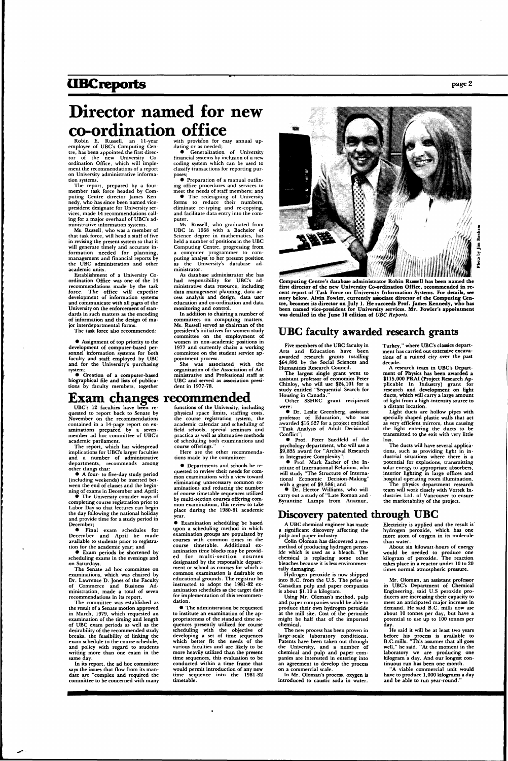# Director named for new co-ordination office

Robin E. Russell, an 11-year employee of UBC's Computing Centre, has been appointed the first director of the new University Co-ordination Office, which will implement the recommendations of a report on University administrative information systems.

The report, prepared by a four-member task force headed by Computing Centre director James Kennedy, who has since been named vice-president designate for University services, made 14 recommendations calling for a major overhaul of UBC's administrative information systems.

Ms. Russell, who was a member of that task force, will head a staff of five in revising the present system so that it will generate timely and accurate information needed for planning, management and financial reports by the UBC administration and other academic units.

Establishment of a University Co-ordination Office was one of the 14 recommendations made by the task force. The office will expedite development of information systems and communicate with all parts of the University on the enforcement of standards in such matters as the encoding of information and the design of major interdepartmental forms.

The task force also recommended:

- Assignment of top priority to the development of computer-based personnel information systems for both faculty and staff employed by UBC and for the University's purchasing system;
- Creation of a computer-based biographical file and lists of publications by faculty members, together with provision for easy annual updating or as needed;
- Generalization of University financial systems by inclusion of a new coding system which can be used to classify transactions for reporting purposes;
- Preparation of a manual outlining office procedures and services to meet the needs of staff members; and
- The redesigning of University forms to reduce their numbers, eliminate re-typing and re-copying, and facilitate data entry into the computer.

Ms. Russell, who graduated from UBC in 1968 with a Bachelor of Science degree in mathematics, has held a number of positions in the UBC Computing Centre, progressing from a computer programmer to computing analyst to her present position as the University's database administrator.

As database administrator she has had responsibility for UBC's administrative data resource, including data management planning, data access analysis and design, data user education and co-ordination and data monitoring and control.

In addition to chairing a number of committees on computing matters, Ms. Russell served as chairman of the president's initiatives for women study committee on the employment of women in non-academic positions in 1977 and currently chairs a working committee on the student service appointment process.

She was associated with the organization of the Association of Administrative and Professional staff at UBC and served as association president in 1977-78.

Photo by Jim Banham

Computing Centre's database administrator Robin Russell has been named the first director of the new University Co-ordination Office, recommended in recent report of Task Force on University Information Systems. For details, see story below. Alvin Fowler, currently associate director of the Computing Centre, becomes its director on July 1. He succeeds Prof. James Kennedy, who has been named vice-president for University services. Mr. Fowler's appointment was detailed in the June 18 edition of *UBC Reports*.

# Exam changes recommended

UBC's 12 faculties have been requested to report back to Senate by November on the recommendations contained in a 14-page report on examinations prepared by a seven-member ad hoc committee of UBC's academic parliament.

The report, which has widespread implications for UBC's larger faculties and a number of administrative departments, recommends among other things that:

- A four- to five-day study period (including weekends) be inserted between the end of classes and the beginning of exams in December and April;
- The University consider ways of completing course registration prior to Labor Day so that lectures can begin the day following the national holiday and provide time for a study period in December;
- Final exam schedules for December and April be made available to students prior to registration for the academic year; and
- Exam periods be shortened by scheduling exams in the evenings and on Saturdays.

The Senate ad hoc committee on examinations, which was chaired by Dr. Lawrence D. Jones of the Faculty of Commerce and Business Administration, made a total of seven recommendations in its report.

The committee was established as the result of a Senate motion approved in March, 1979, which requested an examination of the timing and length of UBC exam periods as well as the desirability of the recommended study breaks, the feasibility of linking the exam schedule to the course schedule, and policy with regard to students writing more than one exam in the same day.

In its report, the ad hoc committee says the issues that flow from its mandate are "complex and required the committee to be concerned with many functions of the University, including physical space limits, staffing costs, the course registration system, the academic calendar and scheduling of field schools, special seminars and practica as well as alternative methods of scheduling both examinations and course offerings."

Here are the other recommendations made by the committee:

- Departments and schools be requested to review their needs for common examinations with a view toward eliminating unnecessary common examinations and reducing the number of course timetable sequences utilized by multi-section courses offering common examinations, this review to take place during the 1980-81 academic year.
- Examination scheduling be based upon a scheduling method in which examination groups are populated by courses with common times in the course timetable. Additional examination time blocks may be provided for multi-section courses designated by the responsible department or school as courses for which a common examination is desirable on educational grounds. The registrar be instructed to adopt the 1981-82 examination schedules as the target date for implementation of this recommendation.
- The administration be requested to institute an examination of the appropriateness of the standard time sequences presently utilized for course scheduling with the objective of developing a set of time sequences which better fit the needs of the various faculties and are likely to be more heavily utilized than the present time sequences, this evaluation to be conducted within a time frame that would permit introduction of any new time sequence into the 1981-82 timetable.

# UBC faculty awarded research grants

Five members of the UBC faculty in Arts and Education have been awarded research grants totalling $64,892 by the Social Sciences and Humanities Research Council.

The largest single grant went to assistant professor of economics Peter Chinloy, who will use $24,101 for a study entitled "Sequential Search for Housing in Canada."

Other SSHRC grant recipients were:

- Dr. Leslie Greenberg, assistant professor of Education, who was awarded $16,527 for a project entitled "Task Analysis of Adult Decisional Conflict";
- Prof. Peter Suedfeld of the psychology department, who will use a $9,835 award for "Archival Research in Integrative Complexity";
- Prof. Mark Zacher of the Institute of International Relations, who will study "The Structure of International Economic Decision-Making" with a grant of $9,586; and
- Dr. Hector Williams, who will carry out a study of "Late Roman and Byzantine Lamps from Anamur, Turkey," where UBC's classics department has carried out extensive excavations of a ruined city over the past decade.

A research team in UBC's Department of Physics has been awarded a $115,000 PRAI (Project Research Applicable In Industry) grant for research and development on light ducts, which will carry a large amount of light from a high-intensity source to a distant location.

Light ducts are hollow pipes with specially shaped plastic walls that act as very efficient mirrors, thus causing the light entering the ducts to be transmitted to the exit with very little loss.

The ducts will have several applications, such as providing light in industrial situations where there is a potential for explosions, transmitting solar energy to appropriate absorbers, interior lighting in large offices and hospital operating room illumination.

The physics department research team will work closely with Vortek Industries Ltd. of Vancouver to ensure the marketability of the project.

# Discovery patented through UBC

A UBC chemical engineer has made a significant discovery affecting the pulp and paper industry.

Colin Oloman has discovered a new method of producing hydrogen peroxide which is used as a bleach. The chemical is replacing some other bleaches because it is less environmentally damaging.

Hydrogen peroxide is now shipped into B.C. from the U.S. The price to Canadian pulp and paper companies is about $1.10 a kilogram.

Using Mr. Oloman's method, pulp and paper companies would be able to produce their own hydrogen peroxide at the mill site. Cost of the peroxide might be half that of the imported chemical.

The new process has been proven in large-scale laboratory conditions. Patents have been taken out through the University, and a number of chemical and pulp and paper companies are interested in entering into an agreement to develop the process on a commercial scale.

In Mr. Oloman's process, oxygen is introduced to caustic soda in water. Electricity is applied and the result is hydrogen peroxide, which has one more atom of oxygen in its molecule than water.

About six kilowatt-hours of energy would be needed to produce one kilogram of peroxide. The reaction takes place in a reactor under 10 to 20 times normal atmospheric pressure.

Mr. Oloman, an assistant professor in UBC's Department of Chemical Engineering, said U.S peroxide producers are increasing their capacity to meet an anticipated major increase in demand. He said B.C. mills now use about 10 tonnes per day, but have a potential to use up to 100 tonnes per day.

He said it will be at least two years before his process is available to B.C. mills. "This assumes that all goes well," he said. "At the moment in the laboratory we are producing one kilogram a day. And our longest continuous run has been one month.

"A viable commercial unit would have to produce 1,000 kilograms a day and be able to run year-round."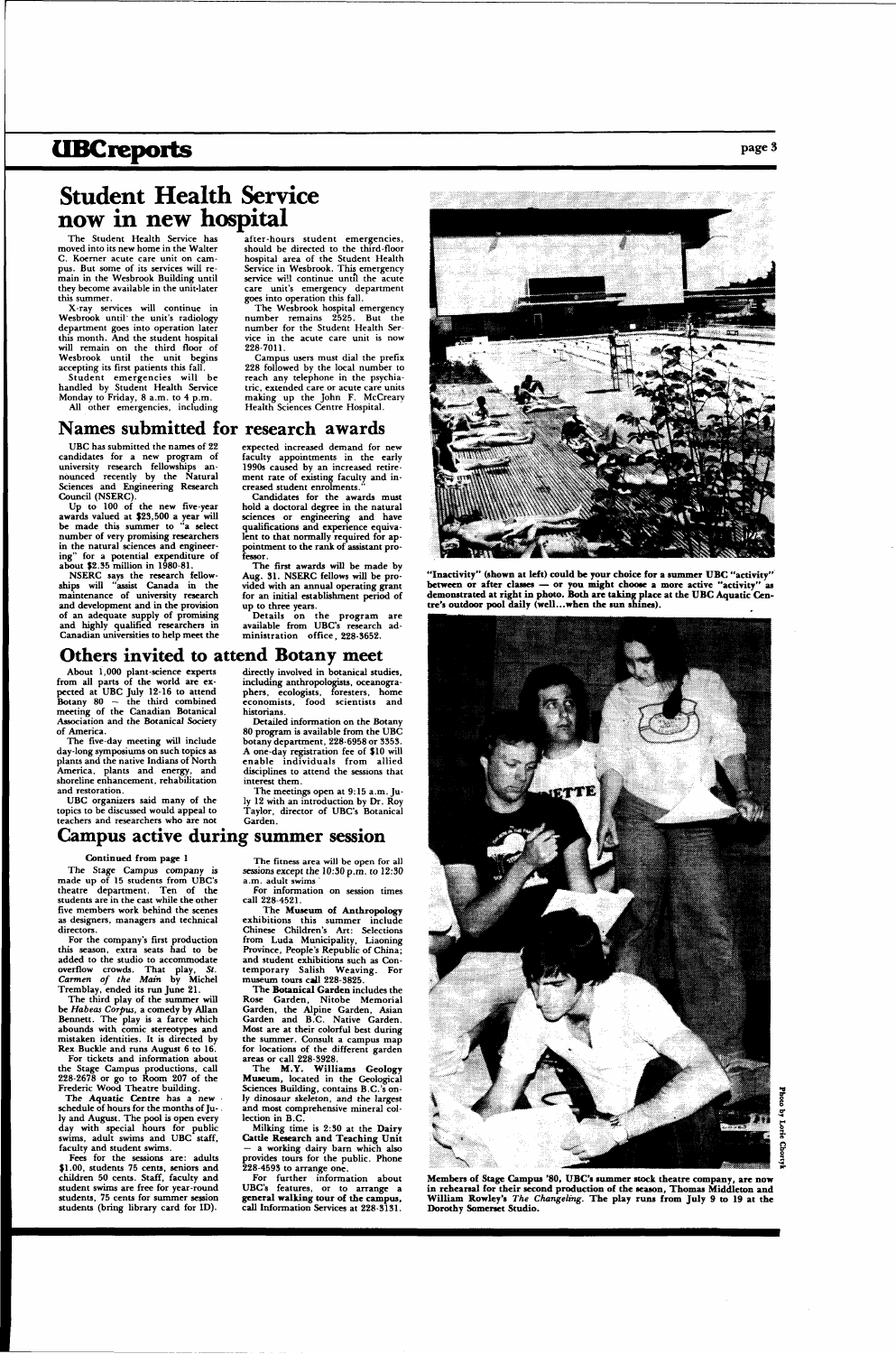# Student Health Service now in new hospital

The Student Health Service has moved into its new home in the Walter C. Koerner acute care unit on campus. But some of its services will remain in the Wesbrook Building until they become available in the unit-later this summer.

X-ray services will continue in Wesbrook until the unit's radiology department goes into operation later this month. And the student hospital will remain on the third floor of Wesbrook until the unit begins accepting its first patients this fall.

Student emergencies will be handled by Student Health Service Monday to Friday, 8 a.m. to 4 p.m.

All other emergencies, including after-hours student emergencies, should be directed to the third-floor hospital area of the Student Health Service in Wesbrook. This emergency service will continue until the acute care unit's emergency department goes into operation this fall.

The Wesbrook hospital emergency number remains 2525. But the number for the Student Health Service in the acute care unit is now 228-7011.

Campus users must dial the prefix 228 followed by the local number to reach any telephone in the psychiatric, extended care or acute care units making up the John F. McCreary Health Sciences Centre Hospital.

## Names submitted for research awards

UBC has submitted the names of 22 candidates for a new program of university research fellowships announced recently by the Natural Sciences and Engineering Research Council (NSERC).

Up to 100 of the new five-year awards valued at $23,500 a year will be made this summer to "a select number of very promising researchers in the natural sciences and engineering" for a potential expenditure of about $2.35 million in 1980-81.

NSERC says the research fellowships will "assist Canada in the maintenance of university research and development and in the provision of an adequate supply of promising and highly qualified researchers in Canadian universities to help meet the expected increased demand for new faculty appointments in the early 1990s caused by an increased retirement rate of existing faculty and increased student enrolments."

Candidates for the awards must hold a doctoral degree in the natural sciences or engineering and have qualifications and experience equivalent to that normally required for appointment to the rank of assistant professor.

The first awards will be made by Aug. 31. NSERC fellows will be provided with an annual operating grant for an initial establishment period of up to three years.

Details on the program are available from UBC's research administration office, 228-3652.

## Others invited to attend Botany meet

About 1,000 plant-science experts from all parts of the world are expected at UBC July 12-16 to attend Botany 80 — the third combined meeting of the Canadian Botanical Association and the Botanical Society of America.

The five-day meeting will include day-long symposiums on such topics as plants and the native Indians of North America, plants and energy, and shoreline enhancement, rehabilitation and restoration.

UBC organizers said many of the topics to be discussed would appeal to teachers and researchers who are not directly involved in botanical studies, including anthropologists, oceanographers, ecologists, foresters, home economists, food scientists and historians.

Detailed information on the Botany 80 program is available from the UBC botany department, 228-6958 or 3353. A one-day registration fee of $10 will enable individuals from allied disciplines to attend the sessions that interest them.

The meetings open at 9:15 a.m. July 12 with an introduction by Dr. Roy Taylor, director of UBC's Botanical Garden.

## Campus active during summer session

**Continued from page 1**

The Stage Campus company is made up of 15 students from UBC's theatre department. Ten of the students are in the cast while the other five members work behind the scenes as designers, managers and technical directors.

For the company's first production this season, extra seats had to be added to the studio to accommodate overflow crowds. That play, *St. Carmen of the Main* by Michel Tremblay, ended its run June 21.

The third play of the summer will be *Habeas Corpus*, a comedy by Allan Bennett. The play is a farce which abounds with comic stereotypes and mistaken identities. It is directed by Rex Buckle and runs August 6 to 16.

For tickets and information about the Stage Campus productions, call 228-2678 or go to Room 207 of the Frederic Wood Theatre building.

The **Aquatic Centre** has a new schedule of hours for the months of July and August. The pool is open every day with special hours for public swims, adult swims and UBC staff, faculty and student swims.

Fees for the sessions are: adults $1.00, students 75 cents, seniors and children 50 cents. Staff, faculty and student swims are free for year-round students, 75 cents for summer session students (bring library card for ID).

The fitness area will be open for all sessions except the 10:30 p.m. to 12:30 a.m. adult swims.

For information on session times call 228-4521.

The **Museum of Anthropology** exhibitions this summer include Chinese Children's Art: Selections from Luda Municipality, Liaoning Province, People's Republic of China; and student exhibitions such as Contemporary Salish Weaving. For museum tours call 228-3825.

The **Botanical Garden** includes the Rose Garden, Nitobe Memorial Garden, the Alpine Garden, Asian Garden and B.C. Native Garden. Most are at their colorful best during the summer. Consult a campus map for locations of the different garden areas or call 228-3928.

The **M.Y. Williams Geology Museum**, located in the Geological Sciences Building, contains B.C.'s only dinosaur skeleton, and the largest and most comprehensive mineral collection in B.C.

Milking time is 2:30 at the **Dairy Cattle Research and Teaching Unit** — a working dairy barn which also provides tours for the public. Phone 228-4593 to arrange one.

For further information about UBC's features, or to arrange a **general walking tour of the campus**, call Information Services at 228-3131.

**"Inactivity" (shown at left) could be your choice for a summer UBC "activity" between or after classes — or you might choose a more active "activity" as demonstrated at right in photo. Both are taking place at the UBC Aquatic Centre's outdoor pool daily (well...when the sun shines).**

Photo by Lorie Chortyk

**Members of Stage Campus '80, UBC's summer stock theatre company, are now in rehearsal for their second production of the season, Thomas Middleton and William Rowley's *The Changeling*. The play runs from July 9 to 19 at the Dorothy Somerset Studio.**